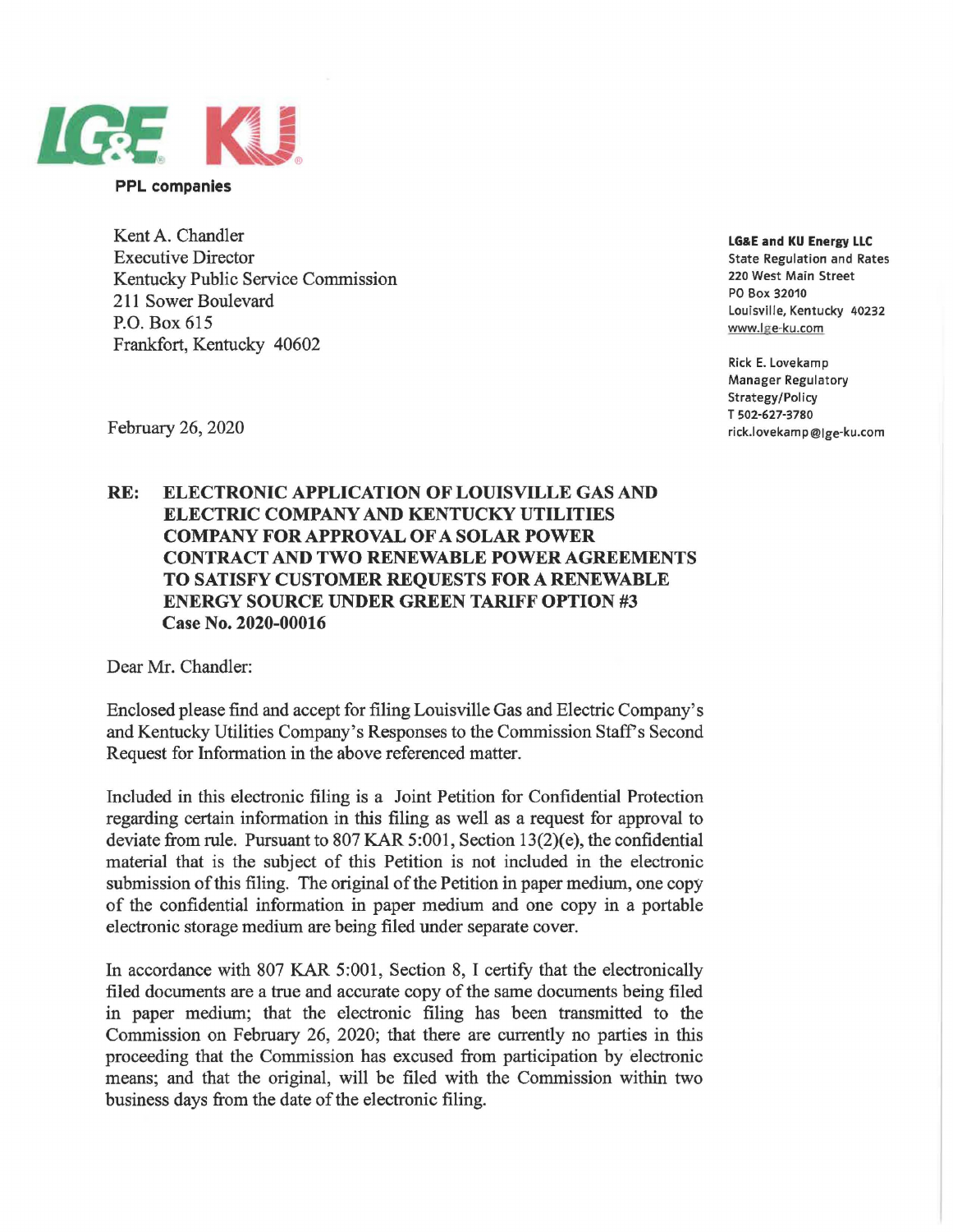**LG&E KU**

**PPL companies**

Kent A. Chandler
Executive Director
Kentucky Public Service Commission
211 Sower Boulevard
P.O. Box 615
Frankfort, Kentucky 40602

**LG&E and KU Energy LLC**
State Regulation and Rates
220 West Main Street
PO Box 32010
Louisville, Kentucky 40232
www.lge-ku.com

Rick E. Lovekamp
Manager Regulatory Strategy/Policy
T 502-627-3780
rick.lovekamp@lge-ku.com

February 26, 2020

**RE: ELECTRONIC APPLICATION OF LOUISVILLE GAS AND ELECTRIC COMPANY AND KENTUCKY UTILITIES COMPANY FOR APPROVAL OF A SOLAR POWER CONTRACT AND TWO RENEWABLE POWER AGREEMENTS TO SATISFY CUSTOMER REQUESTS FOR A RENEWABLE ENERGY SOURCE UNDER GREEN TARIFF OPTION #3**
**Case No. 2020-00016**

Dear Mr. Chandler:

Enclosed please find and accept for filing Louisville Gas and Electric Company's and Kentucky Utilities Company's Responses to the Commission Staff's Second Request for Information in the above referenced matter.

Included in this electronic filing is a Joint Petition for Confidential Protection regarding certain information in this filing as well as a request for approval to deviate from rule. Pursuant to 807 KAR 5:001, Section 13(2)(e), the confidential material that is the subject of this Petition is not included in the electronic submission of this filing. The original of the Petition in paper medium, one copy of the confidential information in paper medium and one copy in a portable electronic storage medium are being filed under separate cover.

In accordance with 807 KAR 5:001, Section 8, I certify that the electronically filed documents are a true and accurate copy of the same documents being filed in paper medium; that the electronic filing has been transmitted to the Commission on February 26, 2020; that there are currently no parties in this proceeding that the Commission has excused from participation by electronic means; and that the original, will be filed with the Commission within two business days from the date of the electronic filing.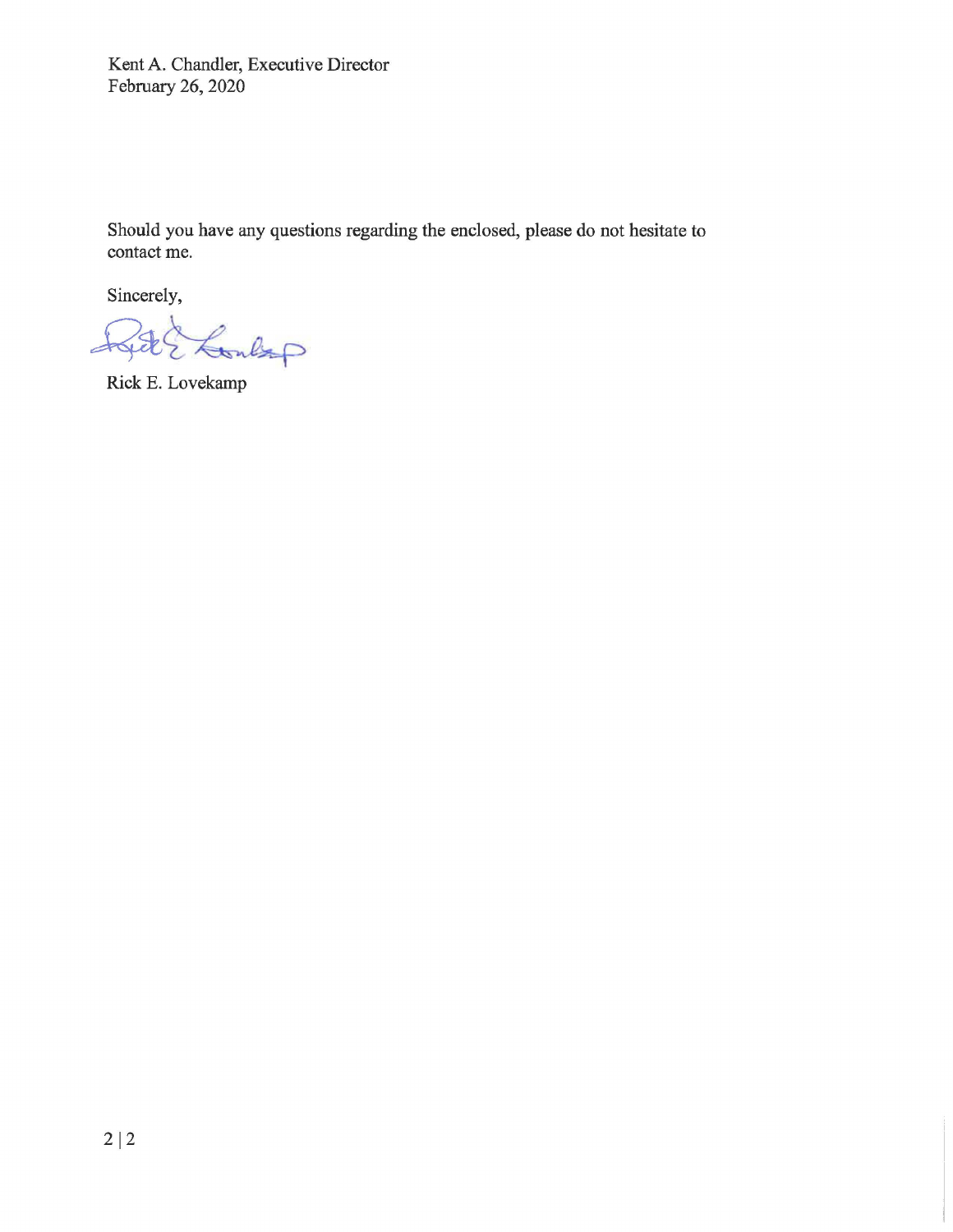Should you have any questions regarding the enclosed, please do not hesitate to contact me.

Sincerely,

Rick E. Lovekamp